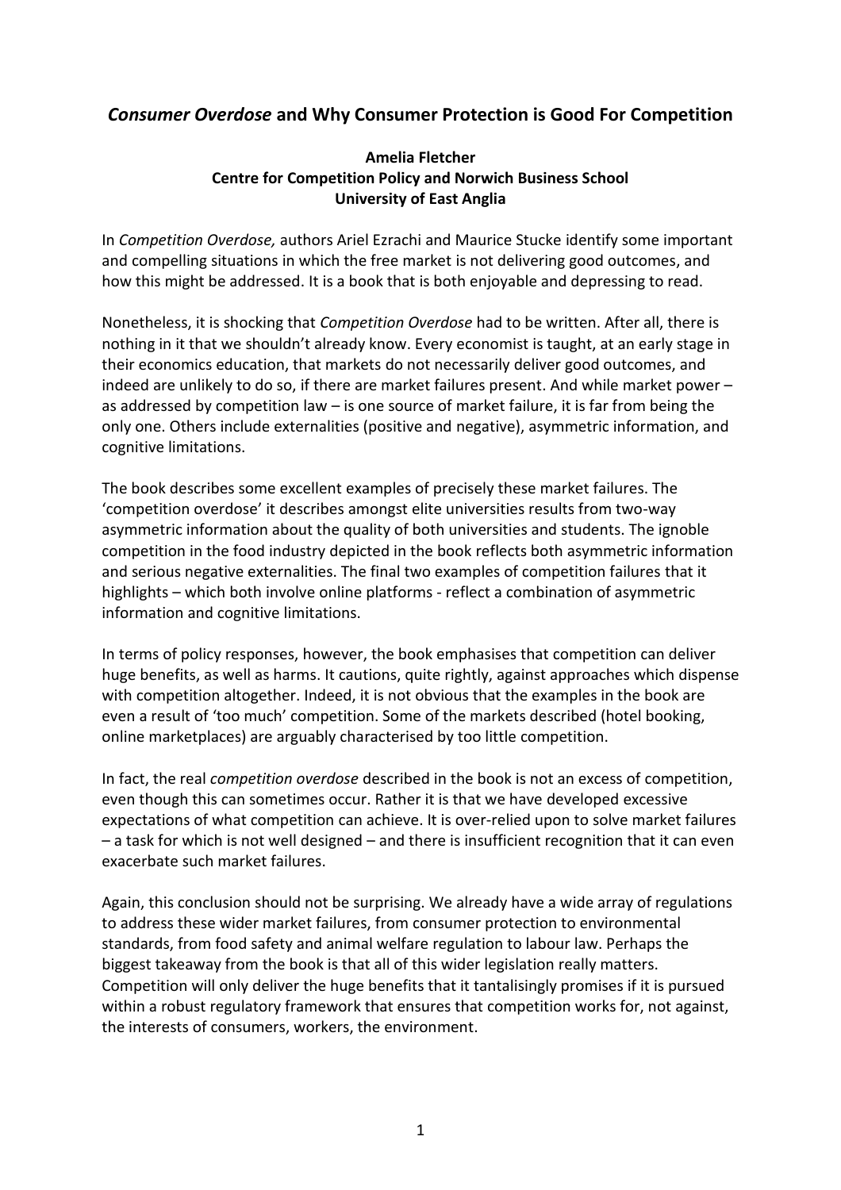# *Consumer Overdose* and Why Consumer Protection is Good For Competition

**Amelia Fletcher**
**Centre for Competition Policy and Norwich Business School**
**University of East Anglia**

In *Competition Overdose,* authors Ariel Ezrachi and Maurice Stucke identify some important and compelling situations in which the free market is not delivering good outcomes, and how this might be addressed. It is a book that is both enjoyable and depressing to read.

Nonetheless, it is shocking that *Competition Overdose* had to be written. After all, there is nothing in it that we shouldn't already know. Every economist is taught, at an early stage in their economics education, that markets do not necessarily deliver good outcomes, and indeed are unlikely to do so, if there are market failures present. And while market power – as addressed by competition law – is one source of market failure, it is far from being the only one. Others include externalities (positive and negative), asymmetric information, and cognitive limitations.

The book describes some excellent examples of precisely these market failures. The 'competition overdose' it describes amongst elite universities results from two-way asymmetric information about the quality of both universities and students. The ignoble competition in the food industry depicted in the book reflects both asymmetric information and serious negative externalities. The final two examples of competition failures that it highlights – which both involve online platforms - reflect a combination of asymmetric information and cognitive limitations.

In terms of policy responses, however, the book emphasises that competition can deliver huge benefits, as well as harms. It cautions, quite rightly, against approaches which dispense with competition altogether. Indeed, it is not obvious that the examples in the book are even a result of 'too much' competition. Some of the markets described (hotel booking, online marketplaces) are arguably characterised by too little competition.

In fact, the real *competition overdose* described in the book is not an excess of competition, even though this can sometimes occur. Rather it is that we have developed excessive expectations of what competition can achieve. It is over-relied upon to solve market failures – a task for which is not well designed – and there is insufficient recognition that it can even exacerbate such market failures.

Again, this conclusion should not be surprising. We already have a wide array of regulations to address these wider market failures, from consumer protection to environmental standards, from food safety and animal welfare regulation to labour law. Perhaps the biggest takeaway from the book is that all of this wider legislation really matters. Competition will only deliver the huge benefits that it tantalisingly promises if it is pursued within a robust regulatory framework that ensures that competition works for, not against, the interests of consumers, workers, the environment.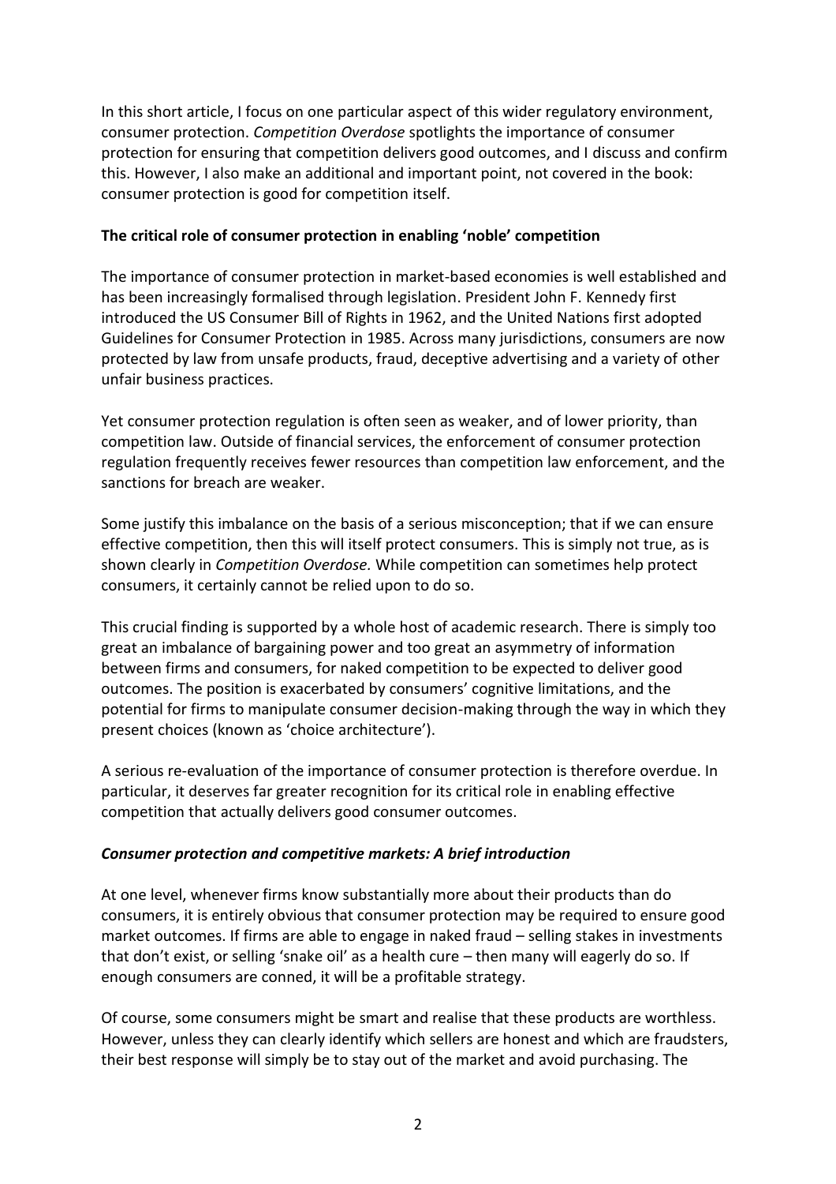In this short article, I focus on one particular aspect of this wider regulatory environment, consumer protection. *Competition Overdose* spotlights the importance of consumer protection for ensuring that competition delivers good outcomes, and I discuss and confirm this. However, I also make an additional and important point, not covered in the book: consumer protection is good for competition itself.

## The critical role of consumer protection in enabling 'noble' competition

The importance of consumer protection in market-based economies is well established and has been increasingly formalised through legislation. President John F. Kennedy first introduced the US Consumer Bill of Rights in 1962, and the United Nations first adopted Guidelines for Consumer Protection in 1985. Across many jurisdictions, consumers are now protected by law from unsafe products, fraud, deceptive advertising and a variety of other unfair business practices.

Yet consumer protection regulation is often seen as weaker, and of lower priority, than competition law. Outside of financial services, the enforcement of consumer protection regulation frequently receives fewer resources than competition law enforcement, and the sanctions for breach are weaker.

Some justify this imbalance on the basis of a serious misconception; that if we can ensure effective competition, then this will itself protect consumers. This is simply not true, as is shown clearly in *Competition Overdose.* While competition can sometimes help protect consumers, it certainly cannot be relied upon to do so.

This crucial finding is supported by a whole host of academic research. There is simply too great an imbalance of bargaining power and too great an asymmetry of information between firms and consumers, for naked competition to be expected to deliver good outcomes. The position is exacerbated by consumers' cognitive limitations, and the potential for firms to manipulate consumer decision-making through the way in which they present choices (known as 'choice architecture').

A serious re-evaluation of the importance of consumer protection is therefore overdue. In particular, it deserves far greater recognition for its critical role in enabling effective competition that actually delivers good consumer outcomes.

### *Consumer protection and competitive markets: A brief introduction*

At one level, whenever firms know substantially more about their products than do consumers, it is entirely obvious that consumer protection may be required to ensure good market outcomes. If firms are able to engage in naked fraud – selling stakes in investments that don't exist, or selling 'snake oil' as a health cure – then many will eagerly do so. If enough consumers are conned, it will be a profitable strategy.

Of course, some consumers might be smart and realise that these products are worthless. However, unless they can clearly identify which sellers are honest and which are fraudsters, their best response will simply be to stay out of the market and avoid purchasing. The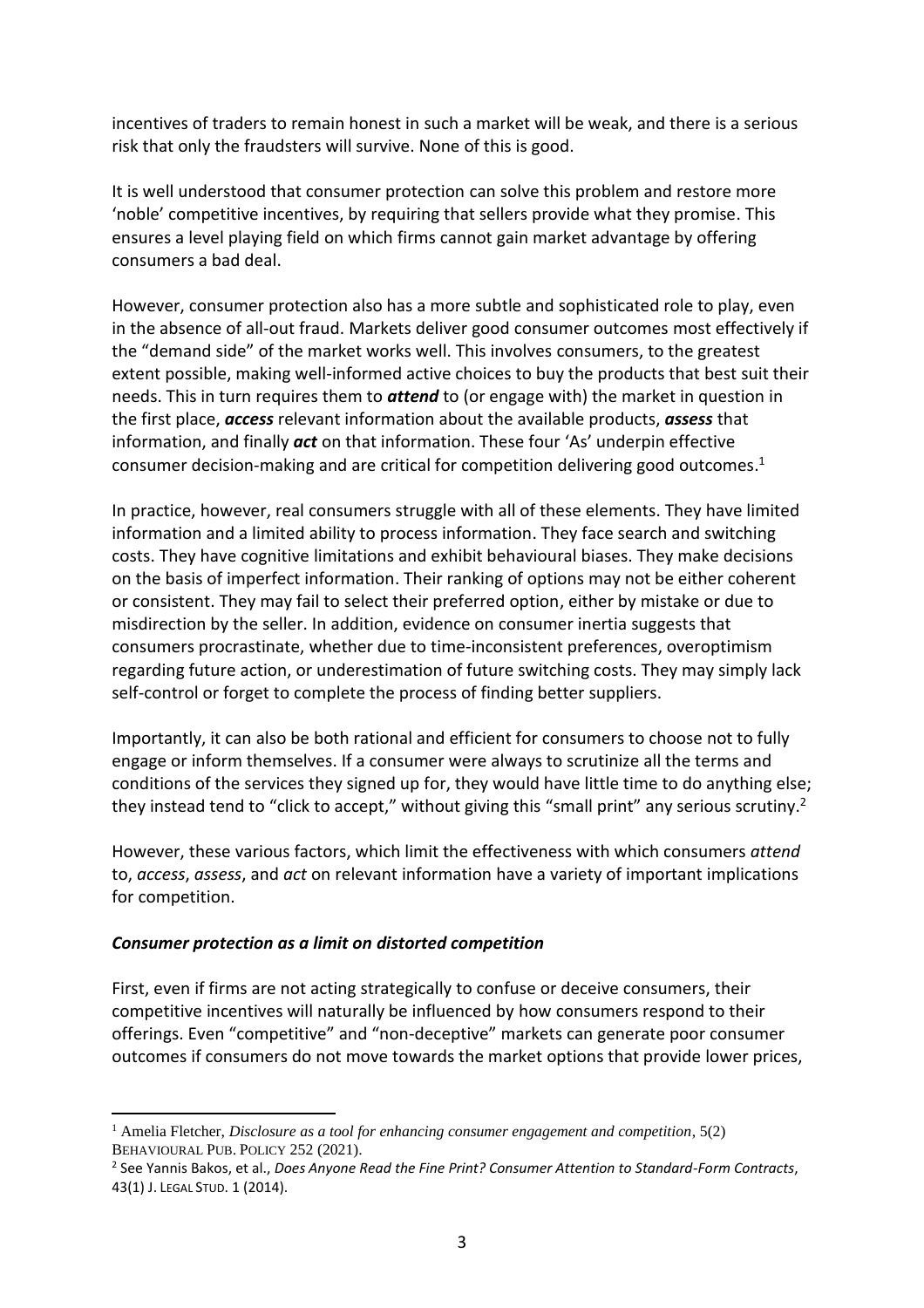incentives of traders to remain honest in such a market will be weak, and there is a serious risk that only the fraudsters will survive. None of this is good.

It is well understood that consumer protection can solve this problem and restore more 'noble' competitive incentives, by requiring that sellers provide what they promise. This ensures a level playing field on which firms cannot gain market advantage by offering consumers a bad deal.

However, consumer protection also has a more subtle and sophisticated role to play, even in the absence of all-out fraud. Markets deliver good consumer outcomes most effectively if the "demand side" of the market works well. This involves consumers, to the greatest extent possible, making well-informed active choices to buy the products that best suit their needs. This in turn requires them to ***attend*** to (or engage with) the market in question in the first place, ***access*** relevant information about the available products, ***assess*** that information, and finally ***act*** on that information. These four 'As' underpin effective consumer decision-making and are critical for competition delivering good outcomes.[1]

In practice, however, real consumers struggle with all of these elements. They have limited information and a limited ability to process information. They face search and switching costs. They have cognitive limitations and exhibit behavioural biases. They make decisions on the basis of imperfect information. Their ranking of options may not be either coherent or consistent. They may fail to select their preferred option, either by mistake or due to misdirection by the seller. In addition, evidence on consumer inertia suggests that consumers procrastinate, whether due to time-inconsistent preferences, overoptimism regarding future action, or underestimation of future switching costs. They may simply lack self-control or forget to complete the process of finding better suppliers.

Importantly, it can also be both rational and efficient for consumers to choose not to fully engage or inform themselves. If a consumer were always to scrutinize all the terms and conditions of the services they signed up for, they would have little time to do anything else; they instead tend to "click to accept," without giving this "small print" any serious scrutiny.[2]

However, these various factors, which limit the effectiveness with which consumers *attend* to, *access*, *assess*, and *act* on relevant information have a variety of important implications for competition.

### *Consumer protection as a limit on distorted competition*

First, even if firms are not acting strategically to confuse or deceive consumers, their competitive incentives will naturally be influenced by how consumers respond to their offerings. Even "competitive" and "non-deceptive" markets can generate poor consumer outcomes if consumers do not move towards the market options that provide lower prices,

---

[1] Amelia Fletcher, *Disclosure as a tool for enhancing consumer engagement and competition*, 5(2) BEHAVIOURAL PUB. POLICY 252 (2021).

[2] See Yannis Bakos, et al., *Does Anyone Read the Fine Print? Consumer Attention to Standard-Form Contracts*, 43(1) J. LEGAL STUD. 1 (2014).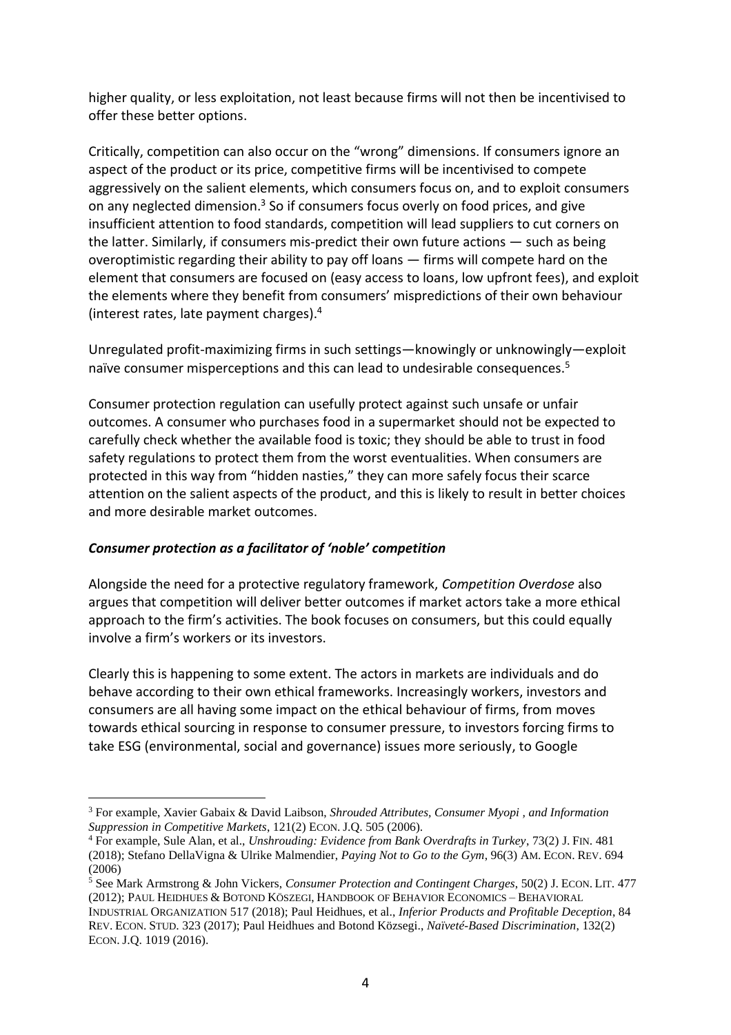higher quality, or less exploitation, not least because firms will not then be incentivised to offer these better options.

Critically, competition can also occur on the "wrong" dimensions. If consumers ignore an aspect of the product or its price, competitive firms will be incentivised to compete aggressively on the salient elements, which consumers focus on, and to exploit consumers on any neglected dimension.[3] So if consumers focus overly on food prices, and give insufficient attention to food standards, competition will lead suppliers to cut corners on the latter. Similarly, if consumers mis-predict their own future actions — such as being overoptimistic regarding their ability to pay off loans — firms will compete hard on the element that consumers are focused on (easy access to loans, low upfront fees), and exploit the elements where they benefit from consumers' mispredictions of their own behaviour (interest rates, late payment charges).[4]

Unregulated profit-maximizing firms in such settings—knowingly or unknowingly—exploit naïve consumer misperceptions and this can lead to undesirable consequences.[5]

Consumer protection regulation can usefully protect against such unsafe or unfair outcomes. A consumer who purchases food in a supermarket should not be expected to carefully check whether the available food is toxic; they should be able to trust in food safety regulations to protect them from the worst eventualities. When consumers are protected in this way from "hidden nasties," they can more safely focus their scarce attention on the salient aspects of the product, and this is likely to result in better choices and more desirable market outcomes.

### *Consumer protection as a facilitator of 'noble' competition*

Alongside the need for a protective regulatory framework, *Competition Overdose* also argues that competition will deliver better outcomes if market actors take a more ethical approach to the firm's activities. The book focuses on consumers, but this could equally involve a firm's workers or its investors.

Clearly this is happening to some extent. The actors in markets are individuals and do behave according to their own ethical frameworks. Increasingly workers, investors and consumers are all having some impact on the ethical behaviour of firms, from moves towards ethical sourcing in response to consumer pressure, to investors forcing firms to take ESG (environmental, social and governance) issues more seriously, to Google

---

[3] For example, Xavier Gabaix & David Laibson, *Shrouded Attributes, Consumer Myopi , and Information Suppression in Competitive Markets*, 121(2) ECON. J.Q. 505 (2006).

[4] For example, Sule Alan, et al., *Unshrouding: Evidence from Bank Overdrafts in Turkey*, 73(2) J. FIN. 481 (2018); Stefano DellaVigna & Ulrike Malmendier, *Paying Not to Go to the Gym*, 96(3) AM. ECON. REV. 694 (2006)

[5] See Mark Armstrong & John Vickers, *Consumer Protection and Contingent Charges*, 50(2) J. ECON. LIT. 477 (2012); PAUL HEIDHUES & BOTOND KÖSZEGI, HANDBOOK OF BEHAVIOR ECONOMICS – BEHAVIORAL INDUSTRIAL ORGANIZATION 517 (2018); Paul Heidhues, et al., *Inferior Products and Profitable Deception*, 84 REV. ECON. STUD. 323 (2017); Paul Heidhues and Botond Közsegi., *Naïveté-Based Discrimination*, 132(2) ECON. J.Q. 1019 (2016).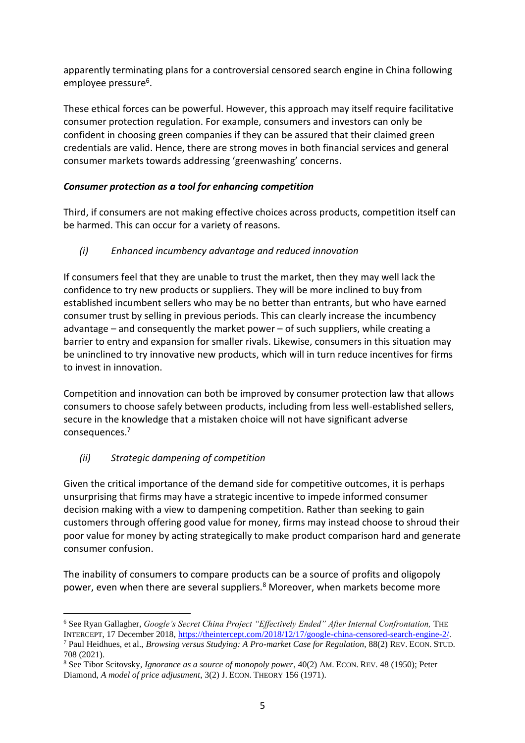apparently terminating plans for a controversial censored search engine in China following employee pressure[6].

These ethical forces can be powerful. However, this approach may itself require facilitative consumer protection regulation. For example, consumers and investors can only be confident in choosing green companies if they can be assured that their claimed green credentials are valid. Hence, there are strong moves in both financial services and general consumer markets towards addressing 'greenwashing' concerns.

### *Consumer protection as a tool for enhancing competition*

Third, if consumers are not making effective choices across products, competition itself can be harmed. This can occur for a variety of reasons.

#### *(i) Enhanced incumbency advantage and reduced innovation*

If consumers feel that they are unable to trust the market, then they may well lack the confidence to try new products or suppliers. They will be more inclined to buy from established incumbent sellers who may be no better than entrants, but who have earned consumer trust by selling in previous periods. This can clearly increase the incumbency advantage – and consequently the market power – of such suppliers, while creating a barrier to entry and expansion for smaller rivals. Likewise, consumers in this situation may be uninclined to try innovative new products, which will in turn reduce incentives for firms to invest in innovation.

Competition and innovation can both be improved by consumer protection law that allows consumers to choose safely between products, including from less well-established sellers, secure in the knowledge that a mistaken choice will not have significant adverse consequences.[7]

#### *(ii) Strategic dampening of competition*

Given the critical importance of the demand side for competitive outcomes, it is perhaps unsurprising that firms may have a strategic incentive to impede informed consumer decision making with a view to dampening competition. Rather than seeking to gain customers through offering good value for money, firms may instead choose to shroud their poor value for money by acting strategically to make product comparison hard and generate consumer confusion.

The inability of consumers to compare products can be a source of profits and oligopoly power, even when there are several suppliers.[8] Moreover, when markets become more

---

[6] See Ryan Gallagher, *Google's Secret China Project "Effectively Ended" After Internal Confrontation,* THE INTERCEPT, 17 December 2018, https://theintercept.com/2018/12/17/google-china-censored-search-engine-2/.

[7] Paul Heidhues, et al., *Browsing versus Studying: A Pro-market Case for Regulation*, 88(2) REV. ECON. STUD. 708 (2021).

[8] See Tibor Scitovsky, *Ignorance as a source of monopoly power*, 40(2) AM. ECON. REV. 48 (1950); Peter Diamond, *A model of price adjustment*, 3(2) J. ECON. THEORY 156 (1971).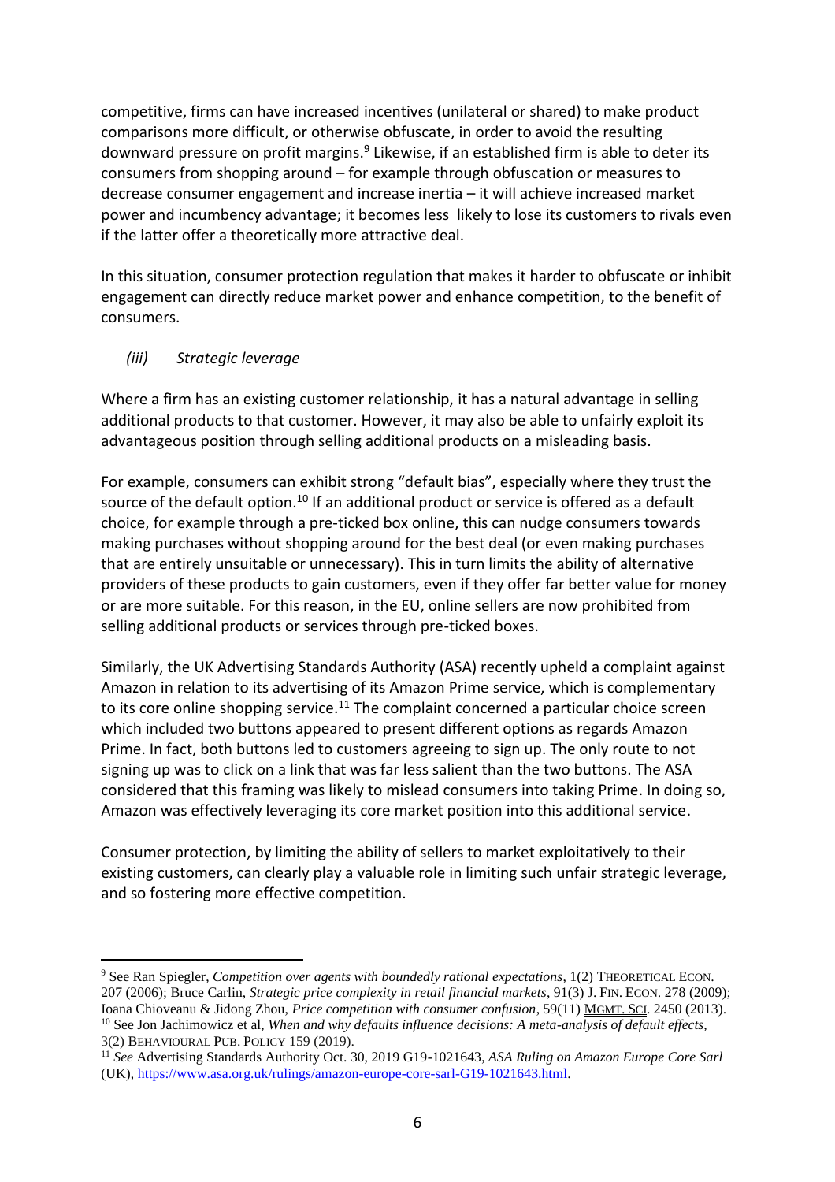competitive, firms can have increased incentives (unilateral or shared) to make product comparisons more difficult, or otherwise obfuscate, in order to avoid the resulting downward pressure on profit margins.[9] Likewise, if an established firm is able to deter its consumers from shopping around – for example through obfuscation or measures to decrease consumer engagement and increase inertia – it will achieve increased market power and incumbency advantage; it becomes less likely to lose its customers to rivals even if the latter offer a theoretically more attractive deal.

In this situation, consumer protection regulation that makes it harder to obfuscate or inhibit engagement can directly reduce market power and enhance competition, to the benefit of consumers.

### *(iii) Strategic leverage*

Where a firm has an existing customer relationship, it has a natural advantage in selling additional products to that customer. However, it may also be able to unfairly exploit its advantageous position through selling additional products on a misleading basis.

For example, consumers can exhibit strong "default bias", especially where they trust the source of the default option.[10] If an additional product or service is offered as a default choice, for example through a pre-ticked box online, this can nudge consumers towards making purchases without shopping around for the best deal (or even making purchases that are entirely unsuitable or unnecessary). This in turn limits the ability of alternative providers of these products to gain customers, even if they offer far better value for money or are more suitable. For this reason, in the EU, online sellers are now prohibited from selling additional products or services through pre-ticked boxes.

Similarly, the UK Advertising Standards Authority (ASA) recently upheld a complaint against Amazon in relation to its advertising of its Amazon Prime service, which is complementary to its core online shopping service.[11] The complaint concerned a particular choice screen which included two buttons appeared to present different options as regards Amazon Prime. In fact, both buttons led to customers agreeing to sign up. The only route to not signing up was to click on a link that was far less salient than the two buttons. The ASA considered that this framing was likely to mislead consumers into taking Prime. In doing so, Amazon was effectively leveraging its core market position into this additional service.

Consumer protection, by limiting the ability of sellers to market exploitatively to their existing customers, can clearly play a valuable role in limiting such unfair strategic leverage, and so fostering more effective competition.

---

[9] See Ran Spiegler, *Competition over agents with boundedly rational expectations*, 1(2) THEORETICAL ECON. 207 (2006); Bruce Carlin, *Strategic price complexity in retail financial markets*, 91(3) J. FIN. ECON. 278 (2009); Ioana Chioveanu & Jidong Zhou, *Price competition with consumer confusion*, 59(11) MGMT. SCI. 2450 (2013).

[10] See Jon Jachimowicz et al, *When and why defaults influence decisions: A meta-analysis of default effects*, 3(2) BEHAVIOURAL PUB. POLICY 159 (2019).

[11] *See* Advertising Standards Authority Oct. 30, 2019 G19-1021643, *ASA Ruling on Amazon Europe Core Sarl* (UK), https://www.asa.org.uk/rulings/amazon-europe-core-sarl-G19-1021643.html.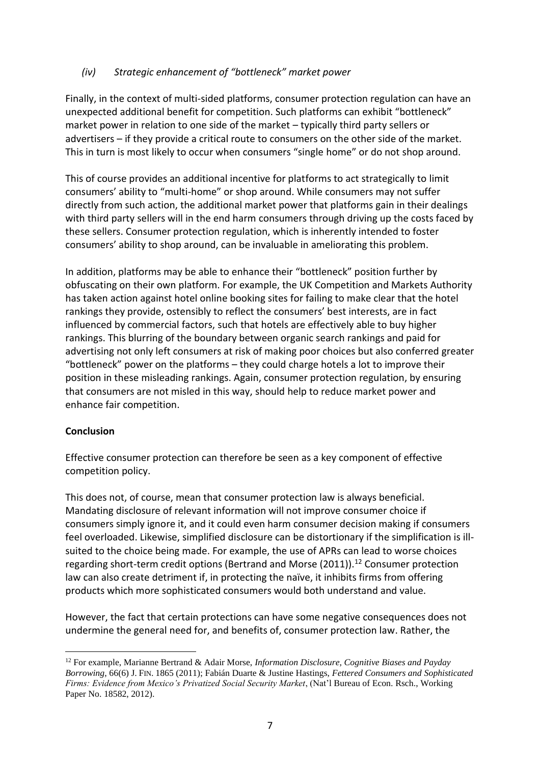### *(iv) Strategic enhancement of "bottleneck" market power*

Finally, in the context of multi-sided platforms, consumer protection regulation can have an unexpected additional benefit for competition. Such platforms can exhibit "bottleneck" market power in relation to one side of the market – typically third party sellers or advertisers – if they provide a critical route to consumers on the other side of the market. This in turn is most likely to occur when consumers "single home" or do not shop around.

This of course provides an additional incentive for platforms to act strategically to limit consumers' ability to "multi-home" or shop around. While consumers may not suffer directly from such action, the additional market power that platforms gain in their dealings with third party sellers will in the end harm consumers through driving up the costs faced by these sellers. Consumer protection regulation, which is inherently intended to foster consumers' ability to shop around, can be invaluable in ameliorating this problem.

In addition, platforms may be able to enhance their "bottleneck" position further by obfuscating on their own platform. For example, the UK Competition and Markets Authority has taken action against hotel online booking sites for failing to make clear that the hotel rankings they provide, ostensibly to reflect the consumers' best interests, are in fact influenced by commercial factors, such that hotels are effectively able to buy higher rankings. This blurring of the boundary between organic search rankings and paid for advertising not only left consumers at risk of making poor choices but also conferred greater "bottleneck" power on the platforms – they could charge hotels a lot to improve their position in these misleading rankings. Again, consumer protection regulation, by ensuring that consumers are not misled in this way, should help to reduce market power and enhance fair competition.

**Conclusion**

Effective consumer protection can therefore be seen as a key component of effective competition policy.

This does not, of course, mean that consumer protection law is always beneficial. Mandating disclosure of relevant information will not improve consumer choice if consumers simply ignore it, and it could even harm consumer decision making if consumers feel overloaded. Likewise, simplified disclosure can be distortionary if the simplification is ill-suited to the choice being made. For example, the use of APRs can lead to worse choices regarding short-term credit options (Bertrand and Morse (2011)).[12] Consumer protection law can also create detriment if, in protecting the naïve, it inhibits firms from offering products which more sophisticated consumers would both understand and value.

However, the fact that certain protections can have some negative consequences does not undermine the general need for, and benefits of, consumer protection law. Rather, the

[12] For example, Marianne Bertrand & Adair Morse, *Information Disclosure, Cognitive Biases and Payday Borrowing*, 66(6) J. FIN. 1865 (2011); Fabián Duarte & Justine Hastings, *Fettered Consumers and Sophisticated Firms: Evidence from Mexico's Privatized Social Security Market*, (Nat'l Bureau of Econ. Rsch., Working Paper No. 18582, 2012).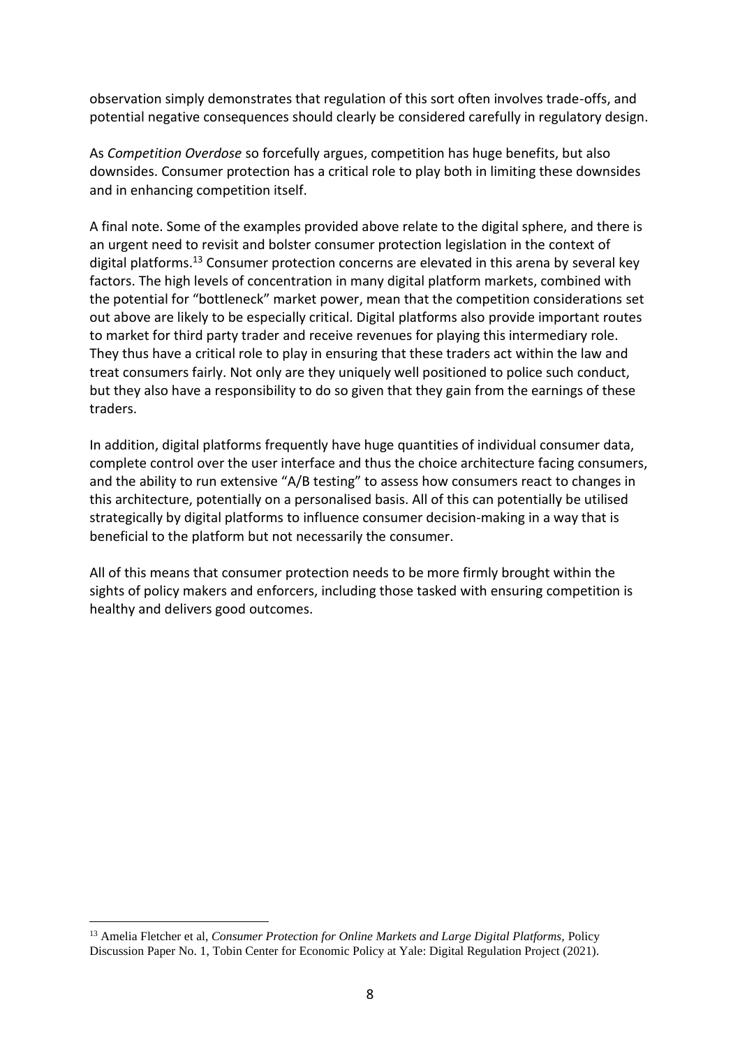observation simply demonstrates that regulation of this sort often involves trade-offs, and potential negative consequences should clearly be considered carefully in regulatory design.

As *Competition Overdose* so forcefully argues, competition has huge benefits, but also downsides. Consumer protection has a critical role to play both in limiting these downsides and in enhancing competition itself.

A final note. Some of the examples provided above relate to the digital sphere, and there is an urgent need to revisit and bolster consumer protection legislation in the context of digital platforms.[13] Consumer protection concerns are elevated in this arena by several key factors. The high levels of concentration in many digital platform markets, combined with the potential for "bottleneck" market power, mean that the competition considerations set out above are likely to be especially critical. Digital platforms also provide important routes to market for third party trader and receive revenues for playing this intermediary role. They thus have a critical role to play in ensuring that these traders act within the law and treat consumers fairly. Not only are they uniquely well positioned to police such conduct, but they also have a responsibility to do so given that they gain from the earnings of these traders.

In addition, digital platforms frequently have huge quantities of individual consumer data, complete control over the user interface and thus the choice architecture facing consumers, and the ability to run extensive "A/B testing" to assess how consumers react to changes in this architecture, potentially on a personalised basis. All of this can potentially be utilised strategically by digital platforms to influence consumer decision-making in a way that is beneficial to the platform but not necessarily the consumer.

All of this means that consumer protection needs to be more firmly brought within the sights of policy makers and enforcers, including those tasked with ensuring competition is healthy and delivers good outcomes.

---

[13] Amelia Fletcher et al, *Consumer Protection for Online Markets and Large Digital Platforms*, Policy Discussion Paper No. 1, Tobin Center for Economic Policy at Yale: Digital Regulation Project (2021).